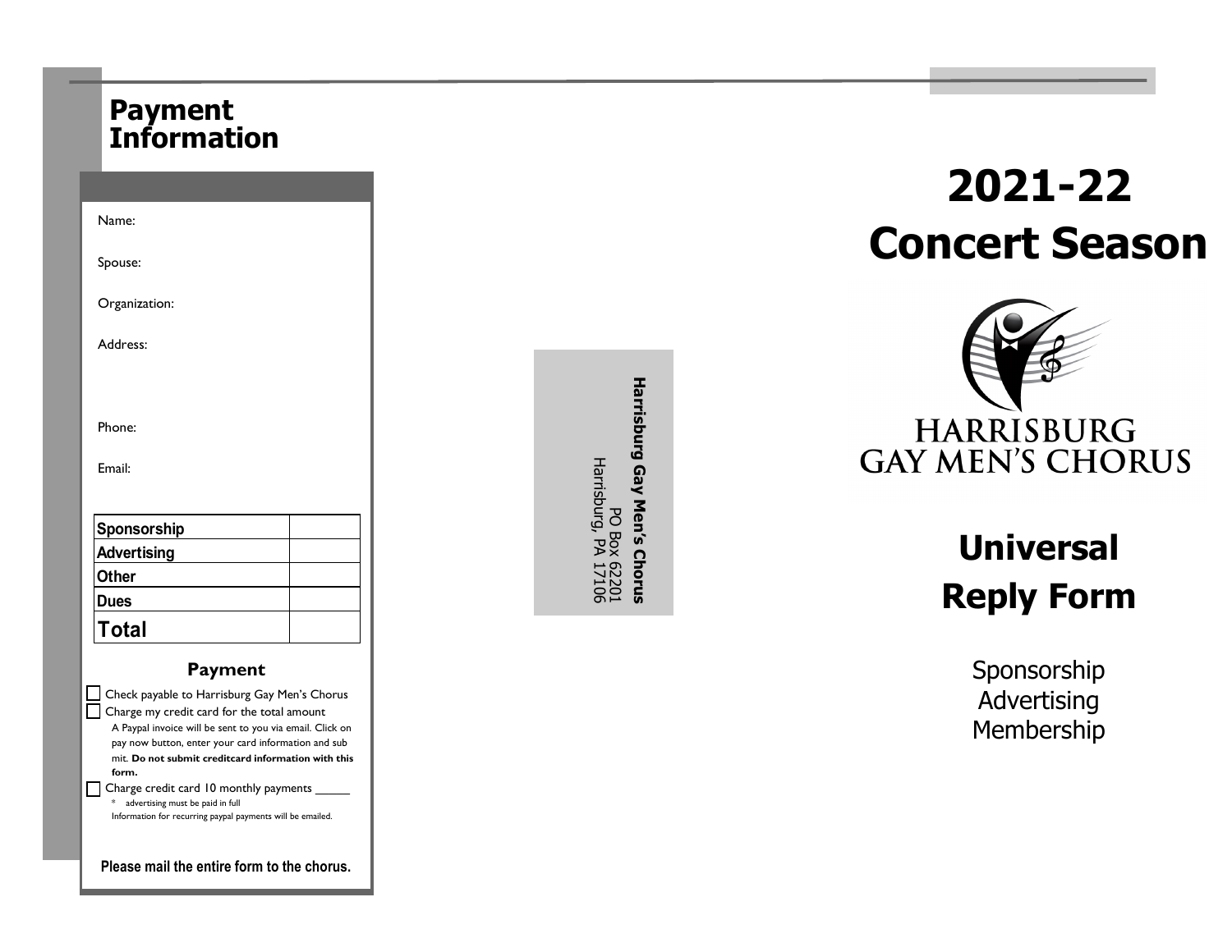## Payment Information

Name:

Spouse:

Organization:

Address:

Phone:

Email:

| Sponsorship | |
|---|---|
| Advertising | |
| Other | |
| Dues | |
| **Total** | |

### Payment

- [ ] Check payable to Harrisburg Gay Men's Chorus
- [ ] Charge my credit card for the total amount
  A Paypal invoice will be sent to you via email. Click on pay now button, enter your card information and sub mit. **Do not submit creditcard information with this form.**
- [ ] Charge credit card 10 monthly payments _____
  * advertising must be paid in full
  Information for recurring paypal payments will be emailed.

**Please mail the entire form to the chorus.**

**Harrisburg Gay Men's Chorus**
PO Box 62201
Harrisburg, PA 17106

# 2021-22 Concert Season

HARRISBURG GAY MEN'S CHORUS

## Universal Reply Form

Sponsorship
Advertising
Membership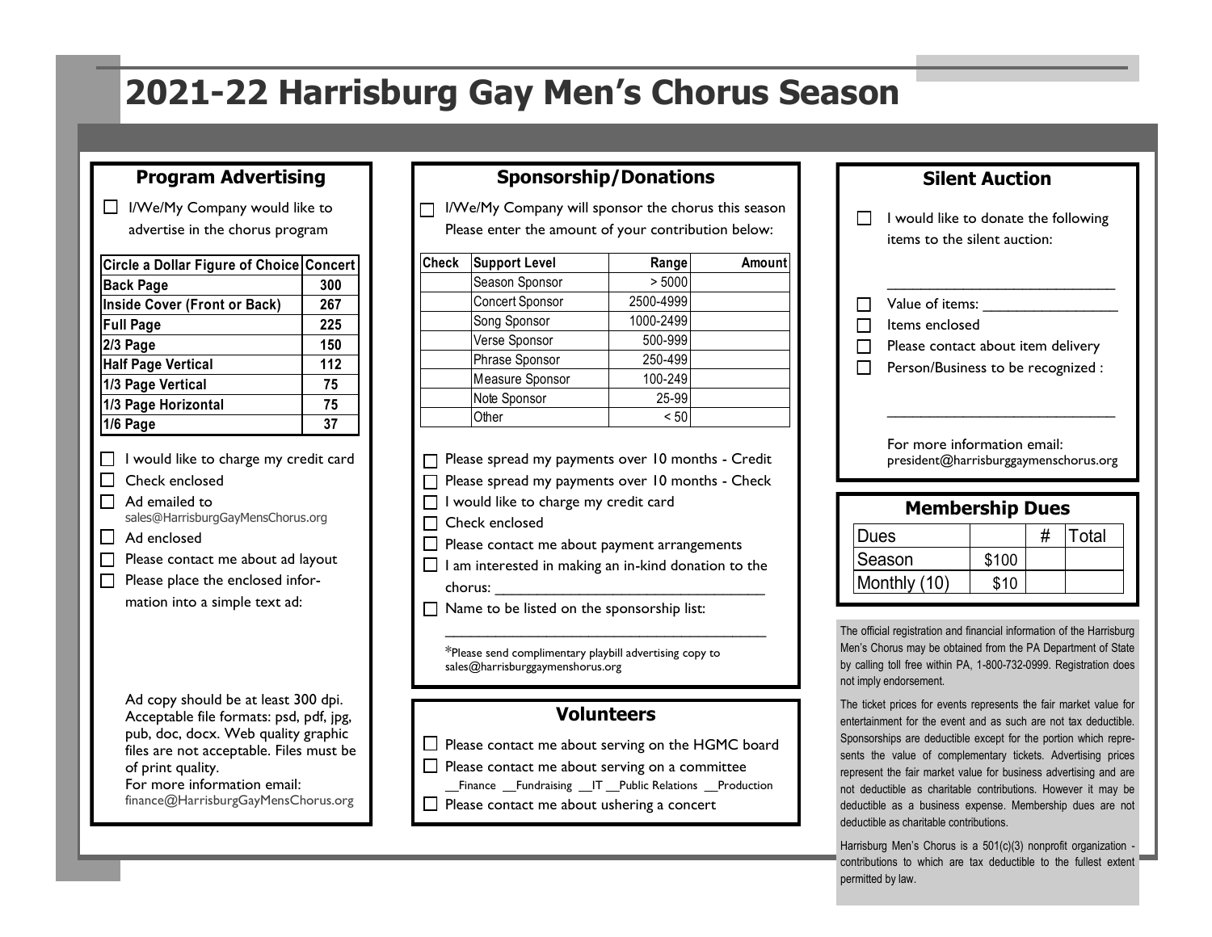# 2021-22 Harrisburg Gay Men's Chorus Season

## Program Advertising

☐ I/We/My Company would like to advertise in the chorus program

| Circle a Dollar Figure of Choice | Concert |
|---|---|
| Back Page | 300 |
| Inside Cover (Front or Back) | 267 |
| Full Page | 225 |
| 2/3 Page | 150 |
| Half Page Vertical | 112 |
| 1/3 Page Vertical | 75 |
| 1/3 Page Horizontal | 75 |
| 1/6 Page | 37 |

☐ I would like to charge my credit card
☐ Check enclosed
☐ Ad emailed to sales@HarrisburgGayMensChorus.org
☐ Ad enclosed
☐ Please contact me about ad layout
☐ Please place the enclosed information into a simple text ad:

Ad copy should be at least 300 dpi. Acceptable file formats: psd, pdf, jpg, pub, doc, docx. Web quality graphic files are not acceptable. Files must be of print quality.
For more information email: finance@HarrisburgGayMensChorus.org

## Sponsorship/Donations

☐ I/We/My Company will sponsor the chorus this season
Please enter the amount of your contribution below:

| Check | Support Level | Range | Amount |
|---|---|---|---|
| | Season Sponsor | > 5000 | |
| | Concert Sponsor | 2500-4999 | |
| | Song Sponsor | 1000-2499 | |
| | Verse Sponsor | 500-999 | |
| | Phrase Sponsor | 250-499 | |
| | Measure Sponsor | 100-249 | |
| | Note Sponsor | 25-99 | |
| | Other | < 50 | |

☐ Please spread my payments over 10 months - Credit
☐ Please spread my payments over 10 months - Check
☐ I would like to charge my credit card
☐ Check enclosed
☐ Please contact me about payment arrangements
☐ I am interested in making an in-kind donation to the chorus: ________________________________
☐ Name to be listed on the sponsorship list:
________________________________________

*Please send complimentary playbill advertising copy to sales@harrisburggaymenshorus.org

## Volunteers

☐ Please contact me about serving on the HGMC board
☐ Please contact me about serving on a committee
__Finance __Fundraising __IT __Public Relations __Production
☐ Please contact me about ushering a concert

## Silent Auction

☐ I would like to donate the following items to the silent auction:

____________________________

☐ Value of items: ________________
☐ Items enclosed
☐ Please contact about item delivery
☐ Person/Business to be recognized :

____________________________

For more information email: president@harrisburggaymenschorus.org

## Membership Dues

| Dues | | # | Total |
|---|---|---|---|
| Season | $100 | | |
| Monthly (10) | $10 | | |

The official registration and financial information of the Harrisburg Men's Chorus may be obtained from the PA Department of State by calling toll free within PA, 1-800-732-0999. Registration does not imply endorsement.

The ticket prices for events represents the fair market value for entertainment for the event and as such are not tax deductible. Sponsorships are deductible except for the portion which represents the value of complementary tickets. Advertising prices represent the fair market value for business advertising and are not deductible as charitable contributions. However it may be deductible as a business expense. Membership dues are not deductible as charitable contributions.

Harrisburg Men's Chorus is a 501(c)(3) nonprofit organization - contributions to which are tax deductible to the fullest extent permitted by law.